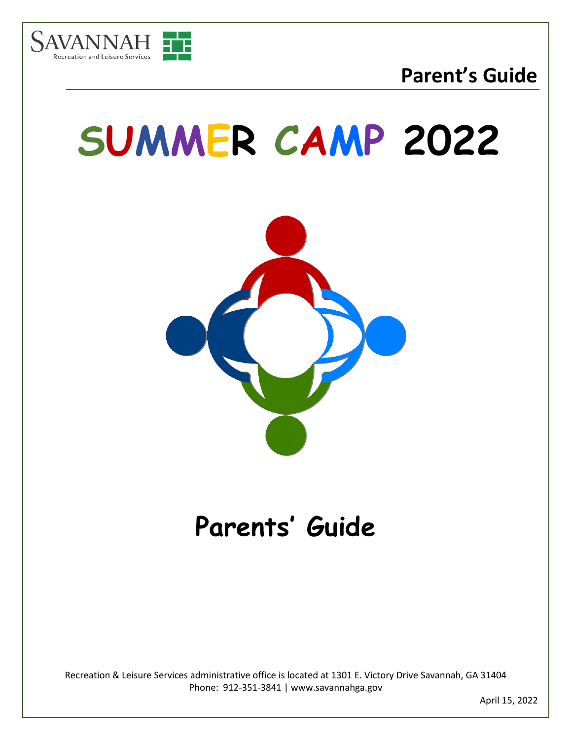SAVANNAH
Recreation and Leisure Services

**Parent's Guide**

# SUMMER CAMP 2022

# Parents' Guide

Recreation & Leisure Services administrative office is located at 1301 E. Victory Drive Savannah, GA 31404
Phone: 912-351-3841 | www.savannahga.gov

April 15, 2022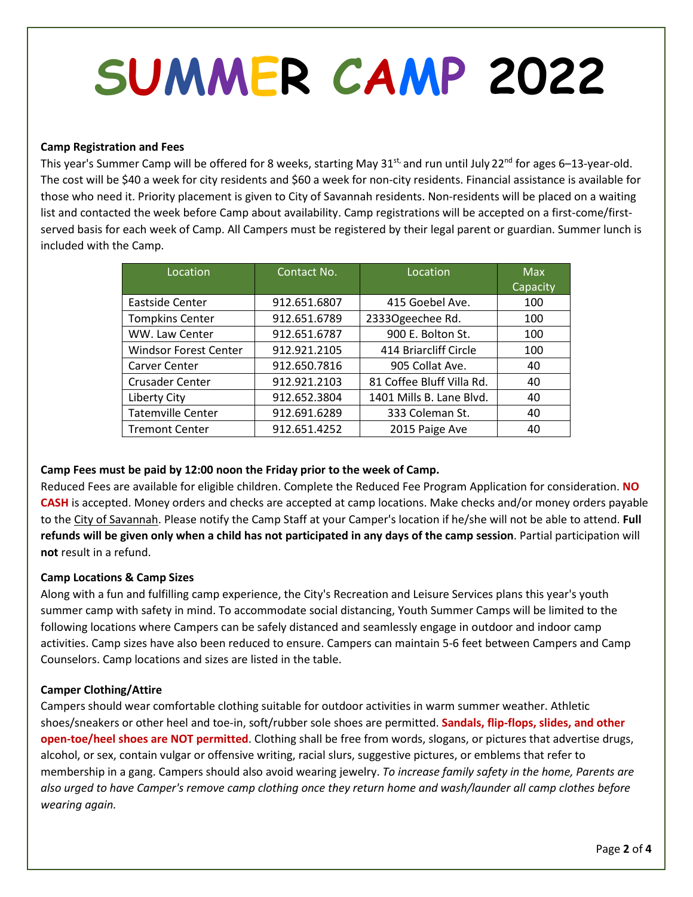# SUMMER CAMP 2022

**Camp Registration and Fees**

This year's Summer Camp will be offered for 8 weeks, starting May 31st, and run until July 22nd for ages 6–13-year-old. The cost will be $40 a week for city residents and $60 a week for non-city residents. Financial assistance is available for those who need it. Priority placement is given to City of Savannah residents. Non-residents will be placed on a waiting list and contacted the week before Camp about availability. Camp registrations will be accepted on a first-come/first-served basis for each week of Camp. All Campers must be registered by their legal parent or guardian. Summer lunch is included with the Camp.

| Location | Contact No. | Location | Max Capacity |
|---|---|---|---|
| Eastside Center | 912.651.6807 | 415 Goebel Ave. | 100 |
| Tompkins Center | 912.651.6789 | 2333Ogeechee Rd. | 100 |
| WW. Law Center | 912.651.6787 | 900 E. Bolton St. | 100 |
| Windsor Forest Center | 912.921.2105 | 414 Briarcliff Circle | 100 |
| Carver Center | 912.650.7816 | 905 Collat Ave. | 40 |
| Crusader Center | 912.921.2103 | 81 Coffee Bluff Villa Rd. | 40 |
| Liberty City | 912.652.3804 | 1401 Mills B. Lane Blvd. | 40 |
| Tatemville Center | 912.691.6289 | 333 Coleman St. | 40 |
| Tremont Center | 912.651.4252 | 2015 Paige Ave | 40 |

**Camp Fees must be paid by 12:00 noon the Friday prior to the week of Camp.**

Reduced Fees are available for eligible children. Complete the Reduced Fee Program Application for consideration. **NO CASH** is accepted. Money orders and checks are accepted at camp locations. Make checks and/or money orders payable to the City of Savannah. Please notify the Camp Staff at your Camper's location if he/she will not be able to attend. **Full refunds will be given only when a child has not participated in any days of the camp session**. Partial participation will **not** result in a refund.

**Camp Locations & Camp Sizes**

Along with a fun and fulfilling camp experience, the City's Recreation and Leisure Services plans this year's youth summer camp with safety in mind. To accommodate social distancing, Youth Summer Camps will be limited to the following locations where Campers can be safely distanced and seamlessly engage in outdoor and indoor camp activities. Camp sizes have also been reduced to ensure. Campers can maintain 5-6 feet between Campers and Camp Counselors. Camp locations and sizes are listed in the table.

**Camper Clothing/Attire**

Campers should wear comfortable clothing suitable for outdoor activities in warm summer weather. Athletic shoes/sneakers or other heel and toe-in, soft/rubber sole shoes are permitted. **Sandals, flip-flops, slides, and other open-toe/heel shoes are NOT permitted**. Clothing shall be free from words, slogans, or pictures that advertise drugs, alcohol, or sex, contain vulgar or offensive writing, racial slurs, suggestive pictures, or emblems that refer to membership in a gang. Campers should also avoid wearing jewelry. *To increase family safety in the home, Parents are also urged to have Camper's remove camp clothing once they return home and wash/launder all camp clothes before wearing again.*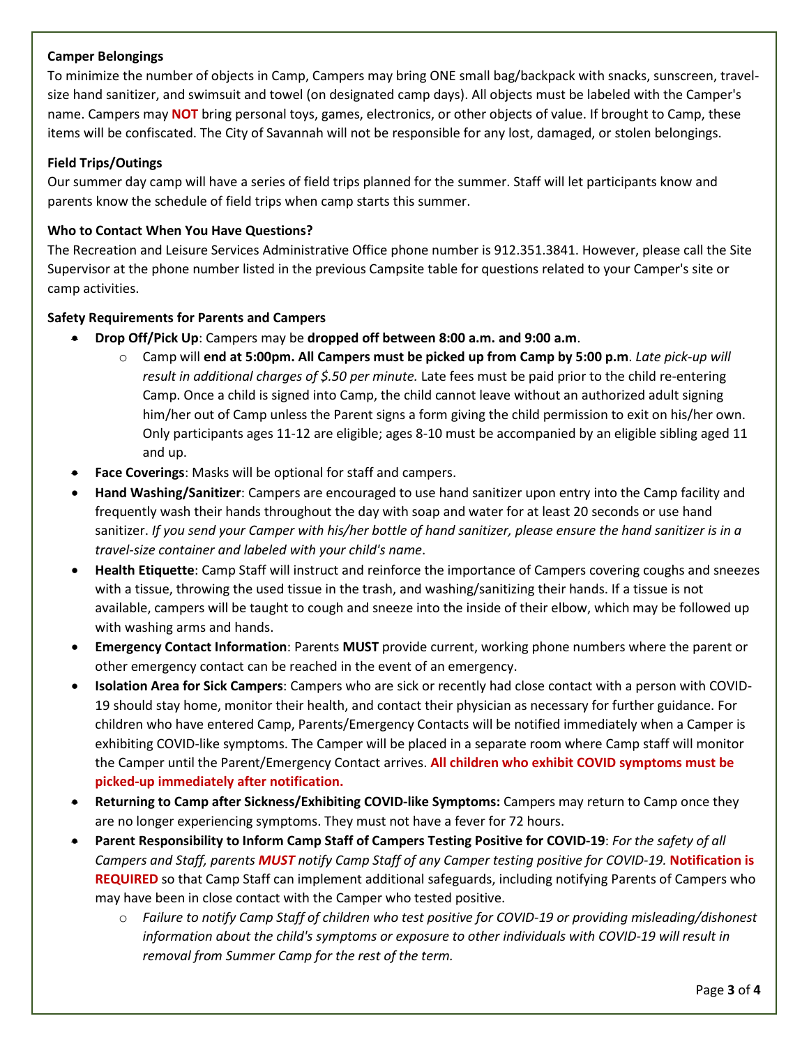**Camper Belongings**

To minimize the number of objects in Camp, Campers may bring ONE small bag/backpack with snacks, sunscreen, travel-size hand sanitizer, and swimsuit and towel (on designated camp days). All objects must be labeled with the Camper's name. Campers may **NOT** bring personal toys, games, electronics, or other objects of value. If brought to Camp, these items will be confiscated. The City of Savannah will not be responsible for any lost, damaged, or stolen belongings.

**Field Trips/Outings**

Our summer day camp will have a series of field trips planned for the summer. Staff will let participants know and parents know the schedule of field trips when camp starts this summer.

**Who to Contact When You Have Questions?**

The Recreation and Leisure Services Administrative Office phone number is 912.351.3841. However, please call the Site Supervisor at the phone number listed in the previous Campsite table for questions related to your Camper's site or camp activities.

**Safety Requirements for Parents and Campers**

- **Drop Off/Pick Up**: Campers may be **dropped off between 8:00 a.m. and 9:00 a.m**.
  - Camp will **end at 5:00pm. All Campers must be picked up from Camp by 5:00 p.m**. *Late pick-up will result in additional charges of $.50 per minute.* Late fees must be paid prior to the child re-entering Camp. Once a child is signed into Camp, the child cannot leave without an authorized adult signing him/her out of Camp unless the Parent signs a form giving the child permission to exit on his/her own. Only participants ages 11-12 are eligible; ages 8-10 must be accompanied by an eligible sibling aged 11 and up.
- **Face Coverings**: Masks will be optional for staff and campers.
- **Hand Washing/Sanitizer**: Campers are encouraged to use hand sanitizer upon entry into the Camp facility and frequently wash their hands throughout the day with soap and water for at least 20 seconds or use hand sanitizer. *If you send your Camper with his/her bottle of hand sanitizer, please ensure the hand sanitizer is in a travel-size container and labeled with your child's name*.
- **Health Etiquette**: Camp Staff will instruct and reinforce the importance of Campers covering coughs and sneezes with a tissue, throwing the used tissue in the trash, and washing/sanitizing their hands. If a tissue is not available, campers will be taught to cough and sneeze into the inside of their elbow, which may be followed up with washing arms and hands.
- **Emergency Contact Information**: Parents **MUST** provide current, working phone numbers where the parent or other emergency contact can be reached in the event of an emergency.
- **Isolation Area for Sick Campers**: Campers who are sick or recently had close contact with a person with COVID-19 should stay home, monitor their health, and contact their physician as necessary for further guidance. For children who have entered Camp, Parents/Emergency Contacts will be notified immediately when a Camper is exhibiting COVID-like symptoms. The Camper will be placed in a separate room where Camp staff will monitor the Camper until the Parent/Emergency Contact arrives. **All children who exhibit COVID symptoms must be picked-up immediately after notification.**
- **Returning to Camp after Sickness/Exhibiting COVID-like Symptoms:** Campers may return to Camp once they are no longer experiencing symptoms. They must not have a fever for 72 hours.
- **Parent Responsibility to Inform Camp Staff of Campers Testing Positive for COVID-19**: *For the safety of all Campers and Staff, parents **MUST** notify Camp Staff of any Camper testing positive for COVID-19.* **Notification is REQUIRED** so that Camp Staff can implement additional safeguards, including notifying Parents of Campers who may have been in close contact with the Camper who tested positive.
  - *Failure to notify Camp Staff of children who test positive for COVID-19 or providing misleading/dishonest information about the child's symptoms or exposure to other individuals with COVID-19 will result in removal from Summer Camp for the rest of the term.*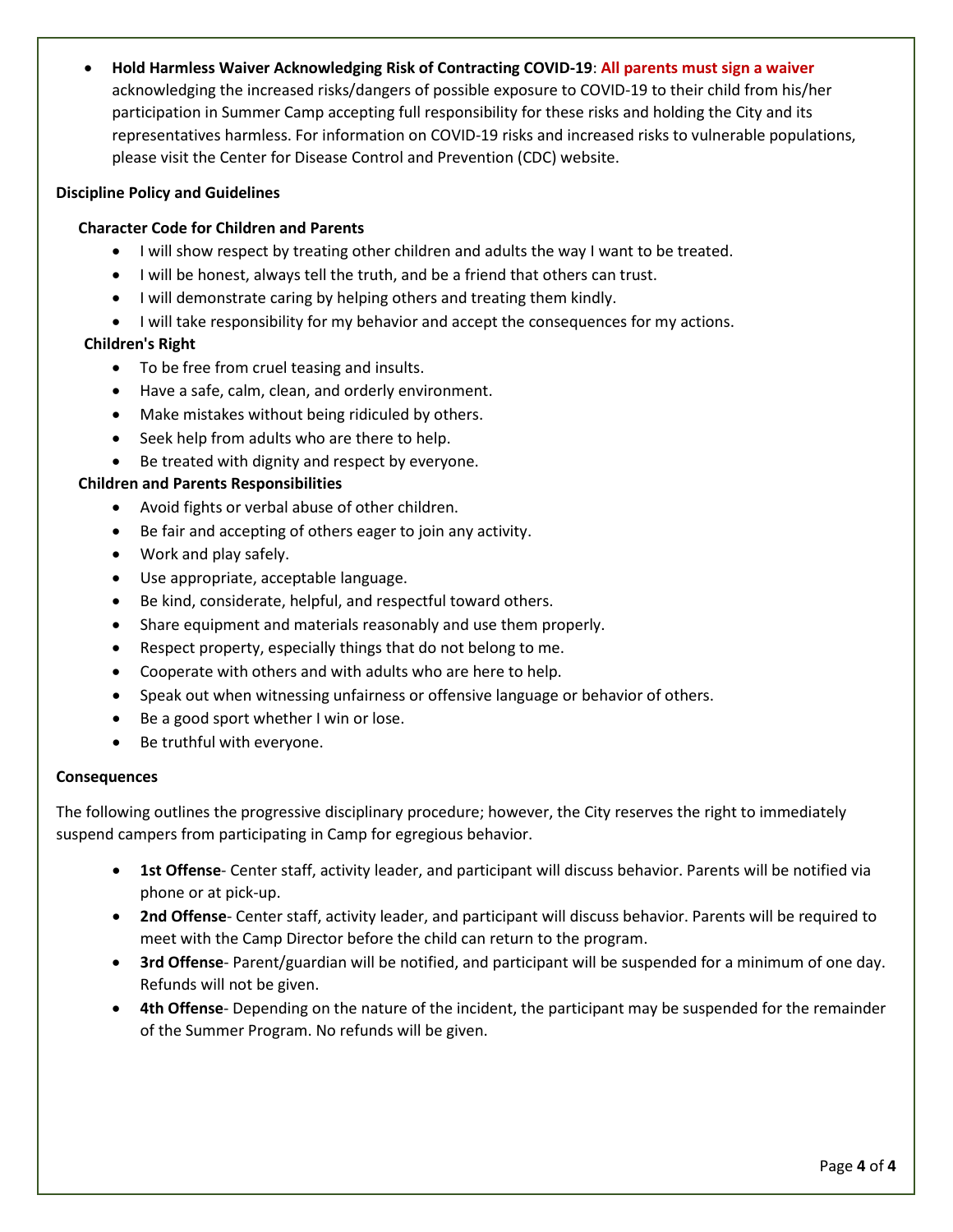- **Hold Harmless Waiver Acknowledging Risk of Contracting COVID-19**: **All parents must sign a waiver** acknowledging the increased risks/dangers of possible exposure to COVID-19 to their child from his/her participation in Summer Camp accepting full responsibility for these risks and holding the City and its representatives harmless. For information on COVID-19 risks and increased risks to vulnerable populations, please visit the Center for Disease Control and Prevention (CDC) website.

**Discipline Policy and Guidelines**

**Character Code for Children and Parents**

- I will show respect by treating other children and adults the way I want to be treated.
- I will be honest, always tell the truth, and be a friend that others can trust.
- I will demonstrate caring by helping others and treating them kindly.
- I will take responsibility for my behavior and accept the consequences for my actions.

**Children's Right**

- To be free from cruel teasing and insults.
- Have a safe, calm, clean, and orderly environment.
- Make mistakes without being ridiculed by others.
- Seek help from adults who are there to help.
- Be treated with dignity and respect by everyone.

**Children and Parents Responsibilities**

- Avoid fights or verbal abuse of other children.
- Be fair and accepting of others eager to join any activity.
- Work and play safely.
- Use appropriate, acceptable language.
- Be kind, considerate, helpful, and respectful toward others.
- Share equipment and materials reasonably and use them properly.
- Respect property, especially things that do not belong to me.
- Cooperate with others and with adults who are here to help.
- Speak out when witnessing unfairness or offensive language or behavior of others.
- Be a good sport whether I win or lose.
- Be truthful with everyone.

**Consequences**

The following outlines the progressive disciplinary procedure; however, the City reserves the right to immediately suspend campers from participating in Camp for egregious behavior.

- **1st Offense**- Center staff, activity leader, and participant will discuss behavior. Parents will be notified via phone or at pick-up.
- **2nd Offense**- Center staff, activity leader, and participant will discuss behavior. Parents will be required to meet with the Camp Director before the child can return to the program.
- **3rd Offense**- Parent/guardian will be notified, and participant will be suspended for a minimum of one day. Refunds will not be given.
- **4th Offense**- Depending on the nature of the incident, the participant may be suspended for the remainder of the Summer Program. No refunds will be given.